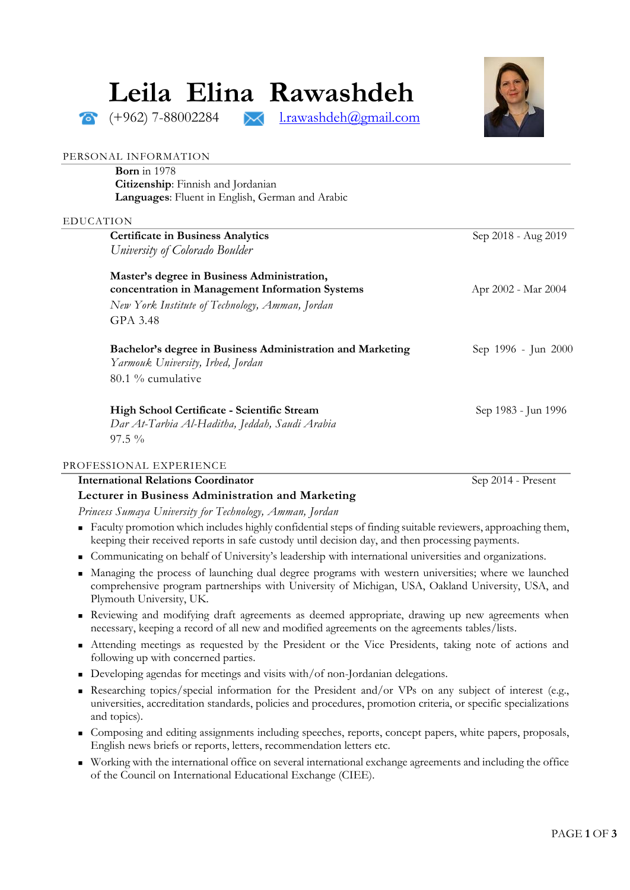# Leila Elina Rawashdeh

☎ (+962) 7-88002284 ✉ l.rawashdeh@gmail.com

## PERSONAL INFORMATION

**Born** in 1978
**Citizenship**: Finnish and Jordanian
**Languages**: Fluent in English, German and Arabic

## EDUCATION

**Certificate in Business Analytics** — Sep 2018 - Aug 2019
*University of Colorado Boulder*

**Master's degree in Business Administration, concentration in Management Information Systems** — Apr 2002 - Mar 2004
*New York Institute of Technology, Amman, Jordan*
GPA 3.48

**Bachelor's degree in Business Administration and Marketing** — Sep 1996 - Jun 2000
*Yarmouk University, Irbed, Jordan*
80.1 % cumulative

**High School Certificate - Scientific Stream** — Sep 1983 - Jun 1996
*Dar At-Tarbia Al-Haditha, Jeddah, Saudi Arabia*
97.5 %

## PROFESSIONAL EXPERIENCE

**International Relations Coordinator** — Sep 2014 - Present
**Lecturer in Business Administration and Marketing**
*Princess Sumaya University for Technology, Amman, Jordan*

- Faculty promotion which includes highly confidential steps of finding suitable reviewers, approaching them, keeping their received reports in safe custody until decision day, and then processing payments.
- Communicating on behalf of University's leadership with international universities and organizations.
- Managing the process of launching dual degree programs with western universities; where we launched comprehensive program partnerships with University of Michigan, USA, Oakland University, USA, and Plymouth University, UK.
- Reviewing and modifying draft agreements as deemed appropriate, drawing up new agreements when necessary, keeping a record of all new and modified agreements on the agreements tables/lists.
- Attending meetings as requested by the President or the Vice Presidents, taking note of actions and following up with concerned parties.
- Developing agendas for meetings and visits with/of non-Jordanian delegations.
- Researching topics/special information for the President and/or VPs on any subject of interest (e.g., universities, accreditation standards, policies and procedures, promotion criteria, or specific specializations and topics).
- Composing and editing assignments including speeches, reports, concept papers, white papers, proposals, English news briefs or reports, letters, recommendation letters etc.
- Working with the international office on several international exchange agreements and including the office of the Council on International Educational Exchange (CIEE).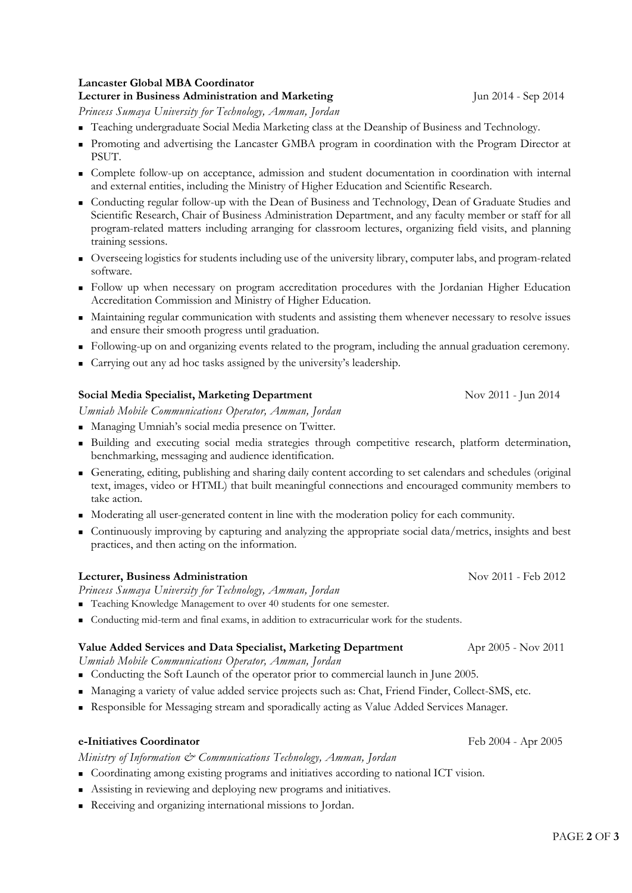**Lancaster Global MBA Coordinator**
**Lecturer in Business Administration and Marketing** Jun 2014 - Sep 2014

*Princess Sumaya University for Technology, Amman, Jordan*

- Teaching undergraduate Social Media Marketing class at the Deanship of Business and Technology.
- Promoting and advertising the Lancaster GMBA program in coordination with the Program Director at PSUT.
- Complete follow-up on acceptance, admission and student documentation in coordination with internal and external entities, including the Ministry of Higher Education and Scientific Research.
- Conducting regular follow-up with the Dean of Business and Technology, Dean of Graduate Studies and Scientific Research, Chair of Business Administration Department, and any faculty member or staff for all program-related matters including arranging for classroom lectures, organizing field visits, and planning training sessions.
- Overseeing logistics for students including use of the university library, computer labs, and program-related software.
- Follow up when necessary on program accreditation procedures with the Jordanian Higher Education Accreditation Commission and Ministry of Higher Education.
- Maintaining regular communication with students and assisting them whenever necessary to resolve issues and ensure their smooth progress until graduation.
- Following-up on and organizing events related to the program, including the annual graduation ceremony.
- Carrying out any ad hoc tasks assigned by the university's leadership.

**Social Media Specialist, Marketing Department** Nov 2011 - Jun 2014

*Umniah Mobile Communications Operator, Amman, Jordan*

- Managing Umniah's social media presence on Twitter.
- Building and executing social media strategies through competitive research, platform determination, benchmarking, messaging and audience identification.
- Generating, editing, publishing and sharing daily content according to set calendars and schedules (original text, images, video or HTML) that built meaningful connections and encouraged community members to take action.
- Moderating all user-generated content in line with the moderation policy for each community.
- Continuously improving by capturing and analyzing the appropriate social data/metrics, insights and best practices, and then acting on the information.

**Lecturer, Business Administration** Nov 2011 - Feb 2012

*Princess Sumaya University for Technology, Amman, Jordan*

- Teaching Knowledge Management to over 40 students for one semester.
- Conducting mid-term and final exams, in addition to extracurricular work for the students.

**Value Added Services and Data Specialist, Marketing Department** Apr 2005 - Nov 2011

*Umniah Mobile Communications Operator, Amman, Jordan*

- Conducting the Soft Launch of the operator prior to commercial launch in June 2005.
- Managing a variety of value added service projects such as: Chat, Friend Finder, Collect-SMS, etc.
- Responsible for Messaging stream and sporadically acting as Value Added Services Manager.

**e-Initiatives Coordinator** Feb 2004 - Apr 2005

*Ministry of Information & Communications Technology, Amman, Jordan*

- Coordinating among existing programs and initiatives according to national ICT vision.
- Assisting in reviewing and deploying new programs and initiatives.
- Receiving and organizing international missions to Jordan.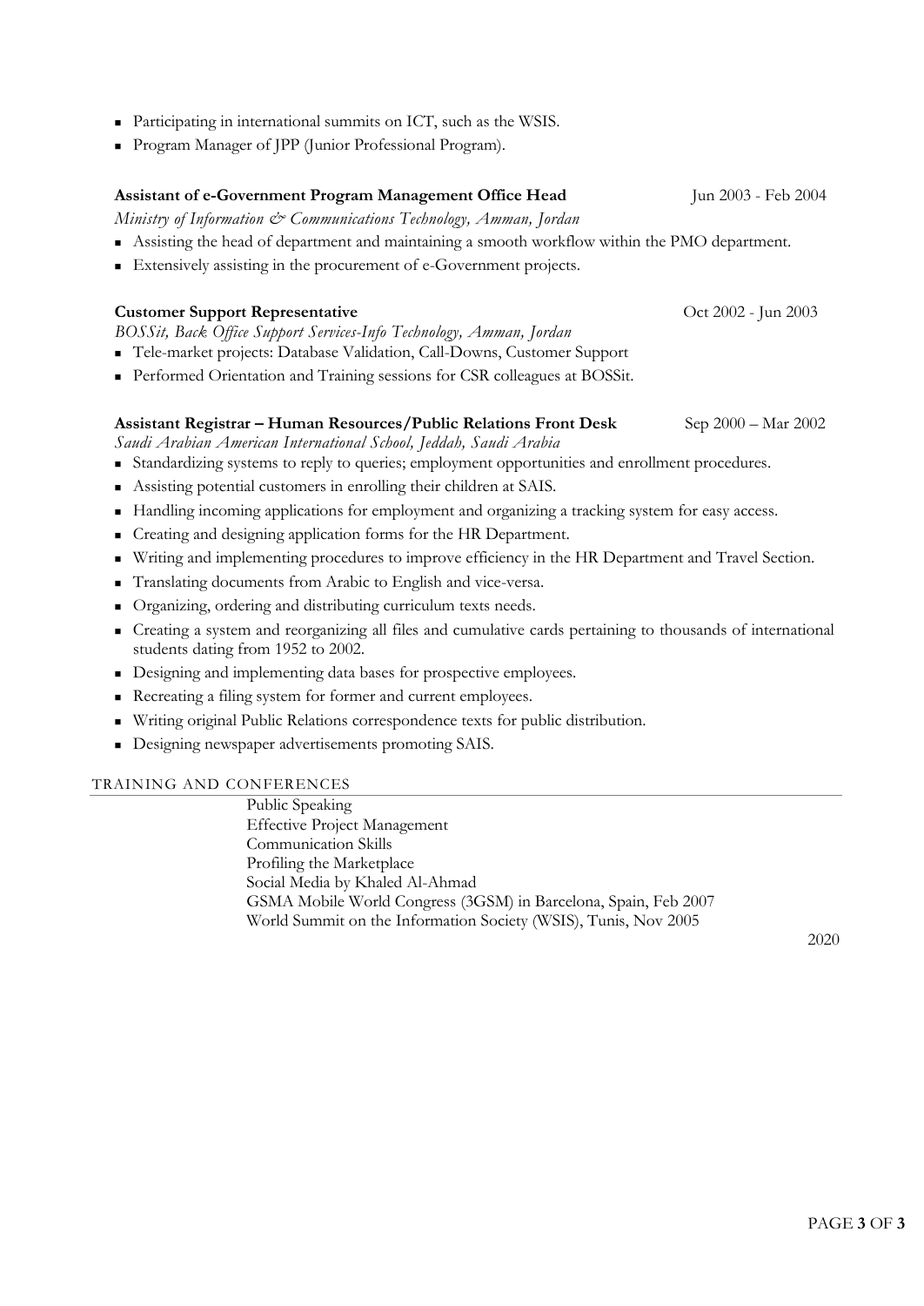- Participating in international summits on ICT, such as the WSIS.
- Program Manager of JPP (Junior Professional Program).

**Assistant of e-Government Program Management Office Head** Jun 2003 - Feb 2004

*Ministry of Information & Communications Technology, Amman, Jordan*

- Assisting the head of department and maintaining a smooth workflow within the PMO department.
- Extensively assisting in the procurement of e-Government projects.

**Customer Support Representative** Oct 2002 - Jun 2003

*BOSSit, Back Office Support Services-Info Technology, Amman, Jordan*

- Tele-market projects: Database Validation, Call-Downs, Customer Support
- Performed Orientation and Training sessions for CSR colleagues at BOSSit.

**Assistant Registrar – Human Resources/Public Relations Front Desk** Sep 2000 – Mar 2002

*Saudi Arabian American International School, Jeddah, Saudi Arabia*

- Standardizing systems to reply to queries; employment opportunities and enrollment procedures.
- Assisting potential customers in enrolling their children at SAIS.
- Handling incoming applications for employment and organizing a tracking system for easy access.
- Creating and designing application forms for the HR Department.
- Writing and implementing procedures to improve efficiency in the HR Department and Travel Section.
- Translating documents from Arabic to English and vice-versa.
- Organizing, ordering and distributing curriculum texts needs.
- Creating a system and reorganizing all files and cumulative cards pertaining to thousands of international students dating from 1952 to 2002.
- Designing and implementing data bases for prospective employees.
- Recreating a filing system for former and current employees.
- Writing original Public Relations correspondence texts for public distribution.
- Designing newspaper advertisements promoting SAIS.

## TRAINING AND CONFERENCES

Public Speaking
Effective Project Management
Communication Skills
Profiling the Marketplace
Social Media by Khaled Al-Ahmad
GSMA Mobile World Congress (3GSM) in Barcelona, Spain, Feb 2007
World Summit on the Information Society (WSIS), Tunis, Nov 2005

2020